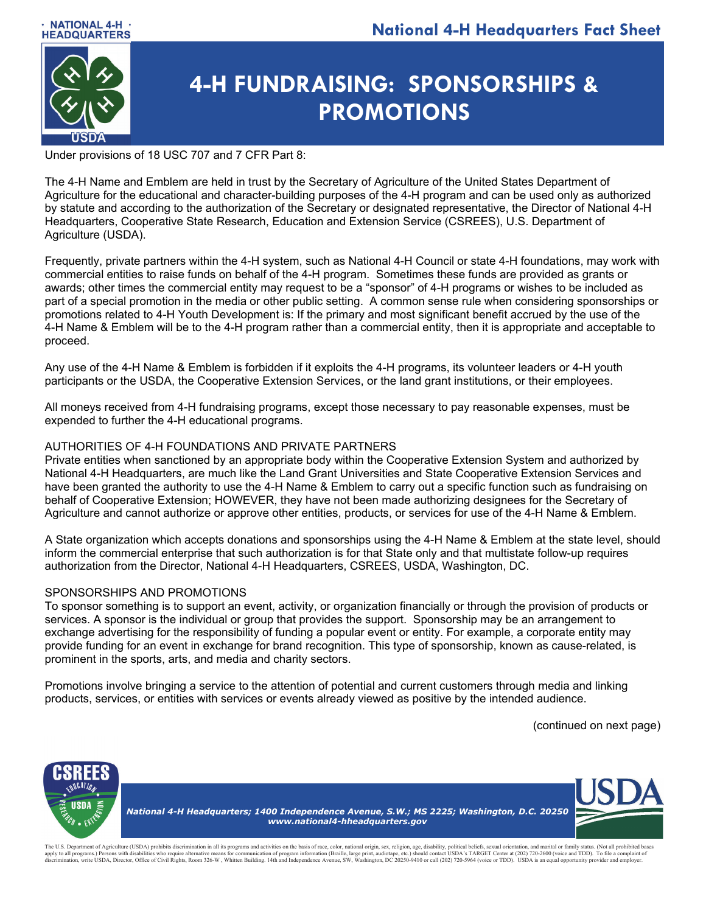# 4-H FUNDRAISING: SPONSORSHIPS & PROMOTIONS

Under provisions of 18 USC 707 and 7 CFR Part 8:

The 4-H Name and Emblem are held in trust by the Secretary of Agriculture of the United States Department of Agriculture for the educational and character-building purposes of the 4-H program and can be used only as authorized by statute and according to the authorization of the Secretary or designated representative, the Director of National 4-H Headquarters, Cooperative State Research, Education and Extension Service (CSREES), U.S. Department of Agriculture (USDA).

Frequently, private partners within the 4-H system, such as National 4-H Council or state 4-H foundations, may work with commercial entities to raise funds on behalf of the 4-H program. Sometimes these funds are provided as grants or awards; other times the commercial entity may request to be a "sponsor" of 4-H programs or wishes to be included as part of a special promotion in the media or other public setting. A common sense rule when considering sponsorships or promotions related to 4-H Youth Development is: If the primary and most significant benefit accrued by the use of the 4-H Name & Emblem will be to the 4-H program rather than a commercial entity, then it is appropriate and acceptable to proceed.

Any use of the 4-H Name & Emblem is forbidden if it exploits the 4-H programs, its volunteer leaders or 4-H youth participants or the USDA, the Cooperative Extension Services, or the land grant institutions, or their employees.

All moneys received from 4-H fundraising programs, except those necessary to pay reasonable expenses, must be expended to further the 4-H educational programs.

## AUTHORITIES OF 4-H FOUNDATIONS AND PRIVATE PARTNERS

Private entities when sanctioned by an appropriate body within the Cooperative Extension System and authorized by National 4-H Headquarters, are much like the Land Grant Universities and State Cooperative Extension Services and have been granted the authority to use the 4-H Name & Emblem to carry out a specific function such as fundraising on behalf of Cooperative Extension; HOWEVER, they have not been made authorizing designees for the Secretary of Agriculture and cannot authorize or approve other entities, products, or services for use of the 4-H Name & Emblem.

A State organization which accepts donations and sponsorships using the 4-H Name & Emblem at the state level, should inform the commercial enterprise that such authorization is for that State only and that multistate follow-up requires authorization from the Director, National 4-H Headquarters, CSREES, USDA, Washington, DC.

## SPONSORSHIPS AND PROMOTIONS

To sponsor something is to support an event, activity, or organization financially or through the provision of products or services. A sponsor is the individual or group that provides the support. Sponsorship may be an arrangement to exchange advertising for the responsibility of funding a popular event or entity. For example, a corporate entity may provide funding for an event in exchange for brand recognition. This type of sponsorship, known as cause-related, is prominent in the sports, arts, and media and charity sectors.

Promotions involve bringing a service to the attention of potential and current customers through media and linking products, services, or entities with services or events already viewed as positive by the intended audience.

(continued on next page)

*National 4-H Headquarters; 1400 Independence Avenue, S.W.; MS 2225; Washington, D.C. 20250*
*www.national4-hheadquarters.gov*

The U.S. Department of Agriculture (USDA) prohibits discrimination in all its programs and activities on the basis of race, color, national origin, sex, religion, age, disability, political beliefs, sexual orientation, and marital or family status. (Not all prohibited bases apply to all programs.) Persons with disabilities who require alternative means for communication of program information (Braille, large print, audiotape, etc.) should contact USDA's TARGET Center at (202) 720-2600 (voice and TDD). To file a complaint of discrimination, write USDA, Director, Office of Civil Rights, Room 326-W , Whitten Building. 14th and Independence Avenue, SW, Washington, DC 20250-9410 or call (202) 720-5964 (voice or TDD). USDA is an equal opportunity provider and employer.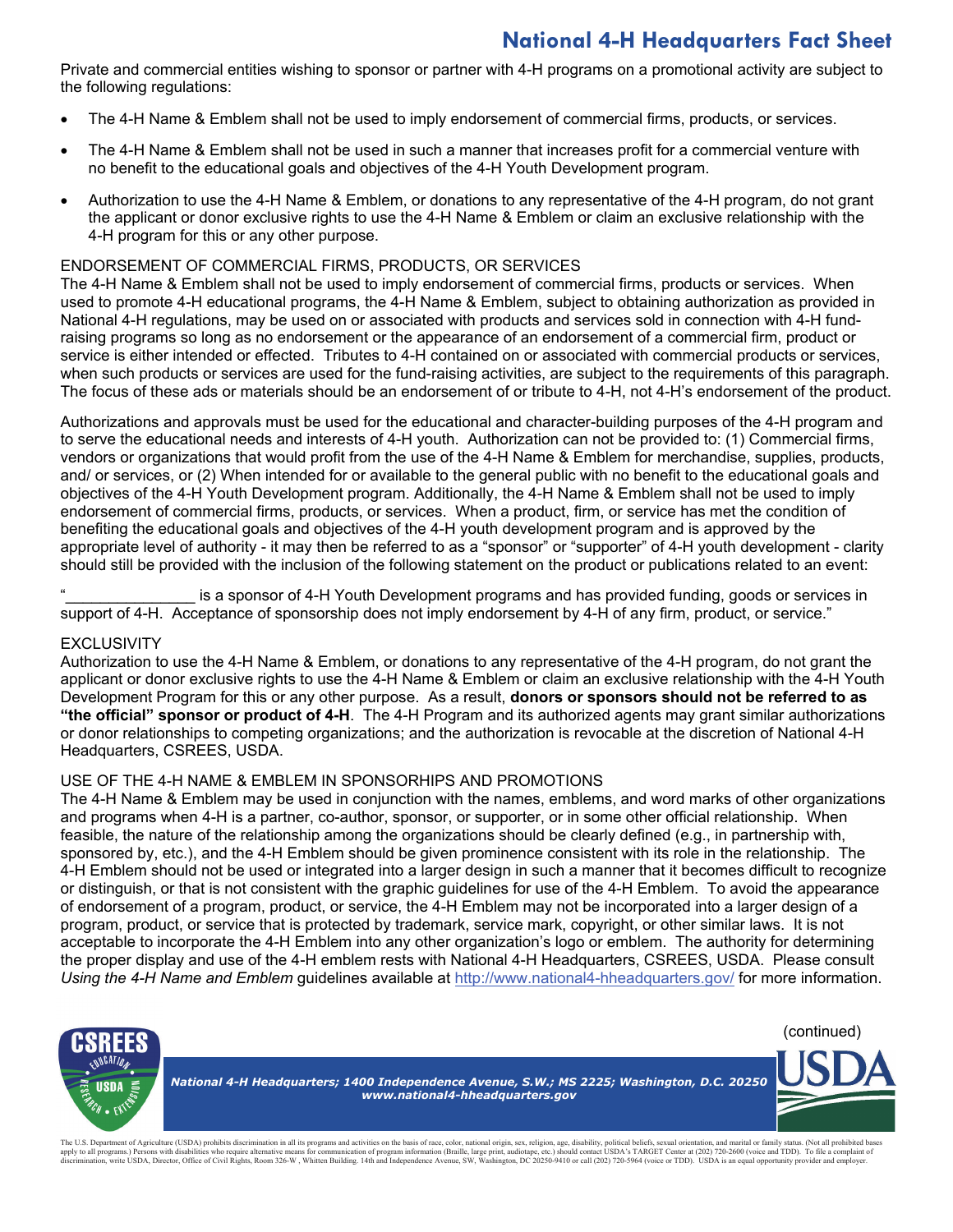Private and commercial entities wishing to sponsor or partner with 4-H programs on a promotional activity are subject to the following regulations:

- The 4-H Name & Emblem shall not be used to imply endorsement of commercial firms, products, or services.
- The 4-H Name & Emblem shall not be used in such a manner that increases profit for a commercial venture with no benefit to the educational goals and objectives of the 4-H Youth Development program.
- Authorization to use the 4-H Name & Emblem, or donations to any representative of the 4-H program, do not grant the applicant or donor exclusive rights to use the 4-H Name & Emblem or claim an exclusive relationship with the 4-H program for this or any other purpose.

## ENDORSEMENT OF COMMERCIAL FIRMS, PRODUCTS, OR SERVICES

The 4-H Name & Emblem shall not be used to imply endorsement of commercial firms, products or services. When used to promote 4-H educational programs, the 4-H Name & Emblem, subject to obtaining authorization as provided in National 4-H regulations, may be used on or associated with products and services sold in connection with 4-H fund-raising programs so long as no endorsement or the appearance of an endorsement of a commercial firm, product or service is either intended or effected. Tributes to 4-H contained on or associated with commercial products or services, when such products or services are used for the fund-raising activities, are subject to the requirements of this paragraph. The focus of these ads or materials should be an endorsement of or tribute to 4-H, not 4-H's endorsement of the product.

Authorizations and approvals must be used for the educational and character-building purposes of the 4-H program and to serve the educational needs and interests of 4-H youth. Authorization can not be provided to: (1) Commercial firms, vendors or organizations that would profit from the use of the 4-H Name & Emblem for merchandise, supplies, products, and/ or services, or (2) When intended for or available to the general public with no benefit to the educational goals and objectives of the 4-H Youth Development program. Additionally, the 4-H Name & Emblem shall not be used to imply endorsement of commercial firms, products, or services. When a product, firm, or service has met the condition of benefiting the educational goals and objectives of the 4-H youth development program and is approved by the appropriate level of authority - it may then be referred to as a "sponsor" or "supporter" of 4-H youth development - clarity should still be provided with the inclusion of the following statement on the product or publications related to an event:

"_______________ is a sponsor of 4-H Youth Development programs and has provided funding, goods or services in support of 4-H. Acceptance of sponsorship does not imply endorsement by 4-H of any firm, product, or service."

## EXCLUSIVITY

Authorization to use the 4-H Name & Emblem, or donations to any representative of the 4-H program, do not grant the applicant or donor exclusive rights to use the 4-H Name & Emblem or claim an exclusive relationship with the 4-H Youth Development Program for this or any other purpose. As a result, **donors or sponsors should not be referred to as "the official" sponsor or product of 4-H**. The 4-H Program and its authorized agents may grant similar authorizations or donor relationships to competing organizations; and the authorization is revocable at the discretion of National 4-H Headquarters, CSREES, USDA.

## USE OF THE 4-H NAME & EMBLEM IN SPONSORHIPS AND PROMOTIONS

The 4-H Name & Emblem may be used in conjunction with the names, emblems, and word marks of other organizations and programs when 4-H is a partner, co-author, sponsor, or supporter, or in some other official relationship. When feasible, the nature of the relationship among the organizations should be clearly defined (e.g., in partnership with, sponsored by, etc.), and the 4-H Emblem should be given prominence consistent with its role in the relationship. The 4-H Emblem should not be used or integrated into a larger design in such a manner that it becomes difficult to recognize or distinguish, or that is not consistent with the graphic guidelines for use of the 4-H Emblem. To avoid the appearance of endorsement of a program, product, or service, the 4-H Emblem may not be incorporated into a larger design of a program, product, or service that is protected by trademark, service mark, copyright, or other similar laws. It is not acceptable to incorporate the 4-H Emblem into any other organization's logo or emblem. The authority for determining the proper display and use of the 4-H emblem rests with National 4-H Headquarters, CSREES, USDA. Please consult *Using the 4-H Name and Emblem* guidelines available at http://www.national4-hheadquarters.gov/ for more information.

(continued)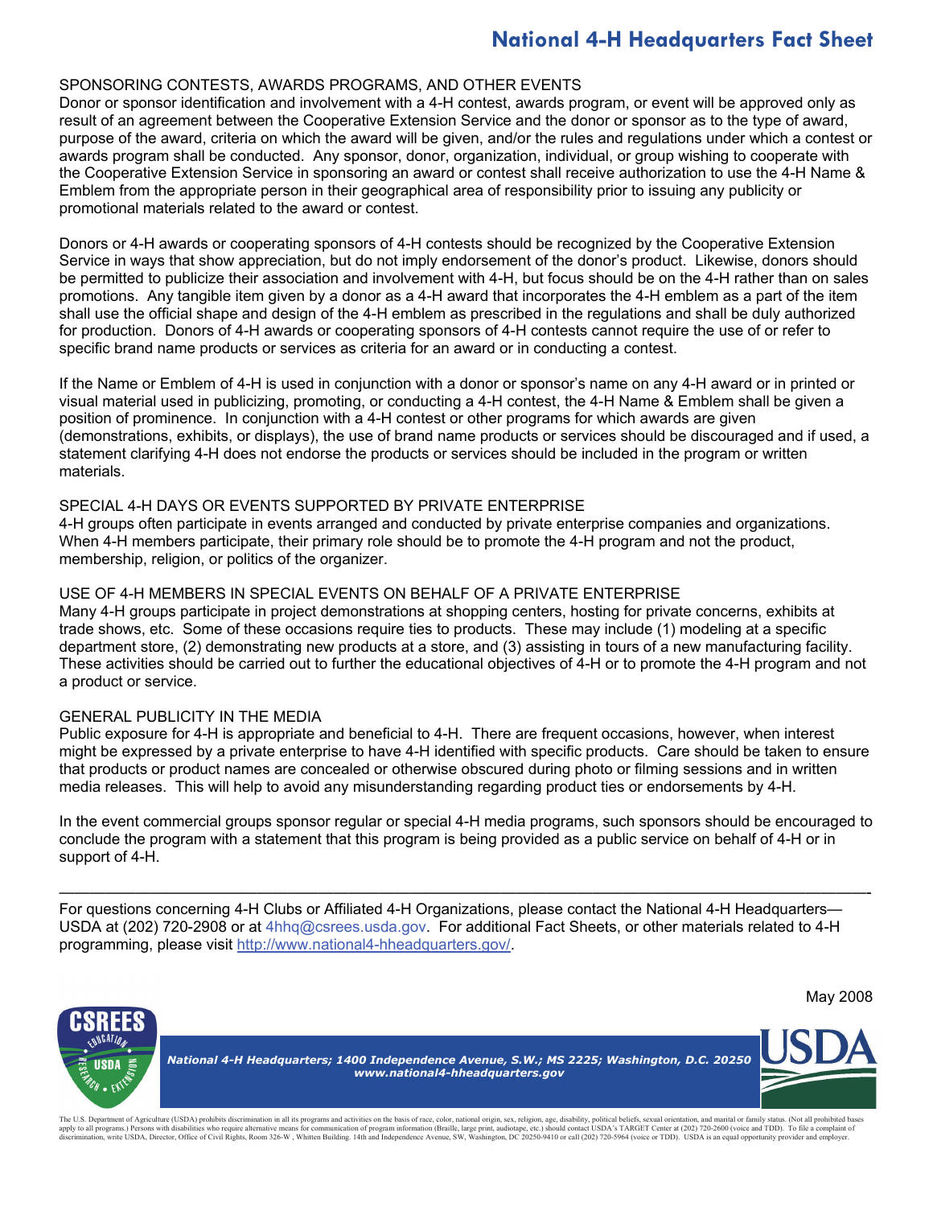## SPONSORING CONTESTS, AWARDS PROGRAMS, AND OTHER EVENTS

Donor or sponsor identification and involvement with a 4-H contest, awards program, or event will be approved only as result of an agreement between the Cooperative Extension Service and the donor or sponsor as to the type of award, purpose of the award, criteria on which the award will be given, and/or the rules and regulations under which a contest or awards program shall be conducted. Any sponsor, donor, organization, individual, or group wishing to cooperate with the Cooperative Extension Service in sponsoring an award or contest shall receive authorization to use the 4-H Name & Emblem from the appropriate person in their geographical area of responsibility prior to issuing any publicity or promotional materials related to the award or contest.

Donors or 4-H awards or cooperating sponsors of 4-H contests should be recognized by the Cooperative Extension Service in ways that show appreciation, but do not imply endorsement of the donor's product. Likewise, donors should be permitted to publicize their association and involvement with 4-H, but focus should be on the 4-H rather than on sales promotions. Any tangible item given by a donor as a 4-H award that incorporates the 4-H emblem as a part of the item shall use the official shape and design of the 4-H emblem as prescribed in the regulations and shall be duly authorized for production. Donors of 4-H awards or cooperating sponsors of 4-H contests cannot require the use of or refer to specific brand name products or services as criteria for an award or in conducting a contest.

If the Name or Emblem of 4-H is used in conjunction with a donor or sponsor's name on any 4-H award or in printed or visual material used in publicizing, promoting, or conducting a 4-H contest, the 4-H Name & Emblem shall be given a position of prominence. In conjunction with a 4-H contest or other programs for which awards are given (demonstrations, exhibits, or displays), the use of brand name products or services should be discouraged and if used, a statement clarifying 4-H does not endorse the products or services should be included in the program or written materials.

## SPECIAL 4-H DAYS OR EVENTS SUPPORTED BY PRIVATE ENTERPRISE

4-H groups often participate in events arranged and conducted by private enterprise companies and organizations. When 4-H members participate, their primary role should be to promote the 4-H program and not the product, membership, religion, or politics of the organizer.

## USE OF 4-H MEMBERS IN SPECIAL EVENTS ON BEHALF OF A PRIVATE ENTERPRISE

Many 4-H groups participate in project demonstrations at shopping centers, hosting for private concerns, exhibits at trade shows, etc. Some of these occasions require ties to products. These may include (1) modeling at a specific department store, (2) demonstrating new products at a store, and (3) assisting in tours of a new manufacturing facility. These activities should be carried out to further the educational objectives of 4-H or to promote the 4-H program and not a product or service.

## GENERAL PUBLICITY IN THE MEDIA

Public exposure for 4-H is appropriate and beneficial to 4-H. There are frequent occasions, however, when interest might be expressed by a private enterprise to have 4-H identified with specific products. Care should be taken to ensure that products or product names are concealed or otherwise obscured during photo or filming sessions and in written media releases. This will help to avoid any misunderstanding regarding product ties or endorsements by 4-H.

In the event commercial groups sponsor regular or special 4-H media programs, such sponsors should be encouraged to conclude the program with a statement that this program is being provided as a public service on behalf of 4-H or in support of 4-H.

---

For questions concerning 4-H Clubs or Affiliated 4-H Organizations, please contact the National 4-H Headquarters—USDA at (202) 720-2908 or at 4hhq@csrees.usda.gov. For additional Fact Sheets, or other materials related to 4-H programming, please visit http://www.national4-hheadquarters.gov/.

May 2008

*National 4-H Headquarters; 1400 Independence Avenue, S.W.; MS 2225; Washington, D.C. 20250*
*www.national4-hheadquarters.gov*

The U.S. Department of Agriculture (USDA) prohibits discrimination in all its programs and activities on the basis of race, color, national origin, sex, religion, age, disability, political beliefs, sexual orientation, and marital or family status. (Not all prohibited bases apply to all programs.) Persons with disabilities who require alternative means for communication of program information (Braille, large print, audiotape, etc.) should contact USDA's TARGET Center at (202) 720-2600 (voice and TDD). To file a complaint of discrimination, write USDA, Director, Office of Civil Rights, Room 326-W , Whitten Building. 14th and Independence Avenue, SW, Washington, DC 20250-9410 or call (202) 720-5964 (voice or TDD). USDA is an equal opportunity provider and employer.